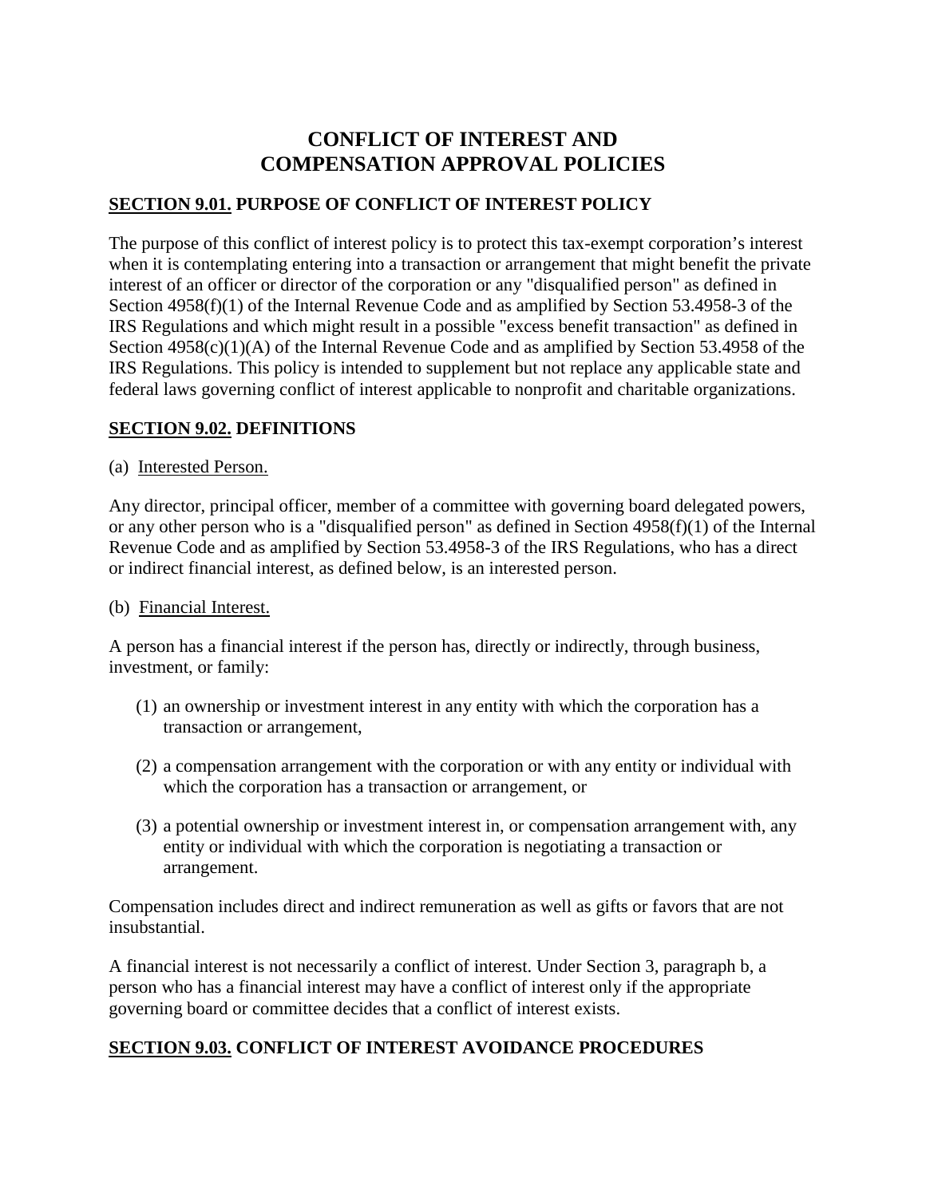# CONFLICT OF INTEREST AND COMPENSATION APPROVAL POLICIES

## SECTION 9.01. PURPOSE OF CONFLICT OF INTEREST POLICY

The purpose of this conflict of interest policy is to protect this tax-exempt corporation's interest when it is contemplating entering into a transaction or arrangement that might benefit the private interest of an officer or director of the corporation or any "disqualified person" as defined in Section 4958(f)(1) of the Internal Revenue Code and as amplified by Section 53.4958-3 of the IRS Regulations and which might result in a possible "excess benefit transaction" as defined in Section 4958(c)(1)(A) of the Internal Revenue Code and as amplified by Section 53.4958 of the IRS Regulations. This policy is intended to supplement but not replace any applicable state and federal laws governing conflict of interest applicable to nonprofit and charitable organizations.

## SECTION 9.02. DEFINITIONS

(a) Interested Person.

Any director, principal officer, member of a committee with governing board delegated powers, or any other person who is a "disqualified person" as defined in Section 4958(f)(1) of the Internal Revenue Code and as amplified by Section 53.4958-3 of the IRS Regulations, who has a direct or indirect financial interest, as defined below, is an interested person.

(b) Financial Interest.

A person has a financial interest if the person has, directly or indirectly, through business, investment, or family:

(1) an ownership or investment interest in any entity with which the corporation has a transaction or arrangement,

(2) a compensation arrangement with the corporation or with any entity or individual with which the corporation has a transaction or arrangement, or

(3) a potential ownership or investment interest in, or compensation arrangement with, any entity or individual with which the corporation is negotiating a transaction or arrangement.

Compensation includes direct and indirect remuneration as well as gifts or favors that are not insubstantial.

A financial interest is not necessarily a conflict of interest. Under Section 3, paragraph b, a person who has a financial interest may have a conflict of interest only if the appropriate governing board or committee decides that a conflict of interest exists.

## SECTION 9.03. CONFLICT OF INTEREST AVOIDANCE PROCEDURES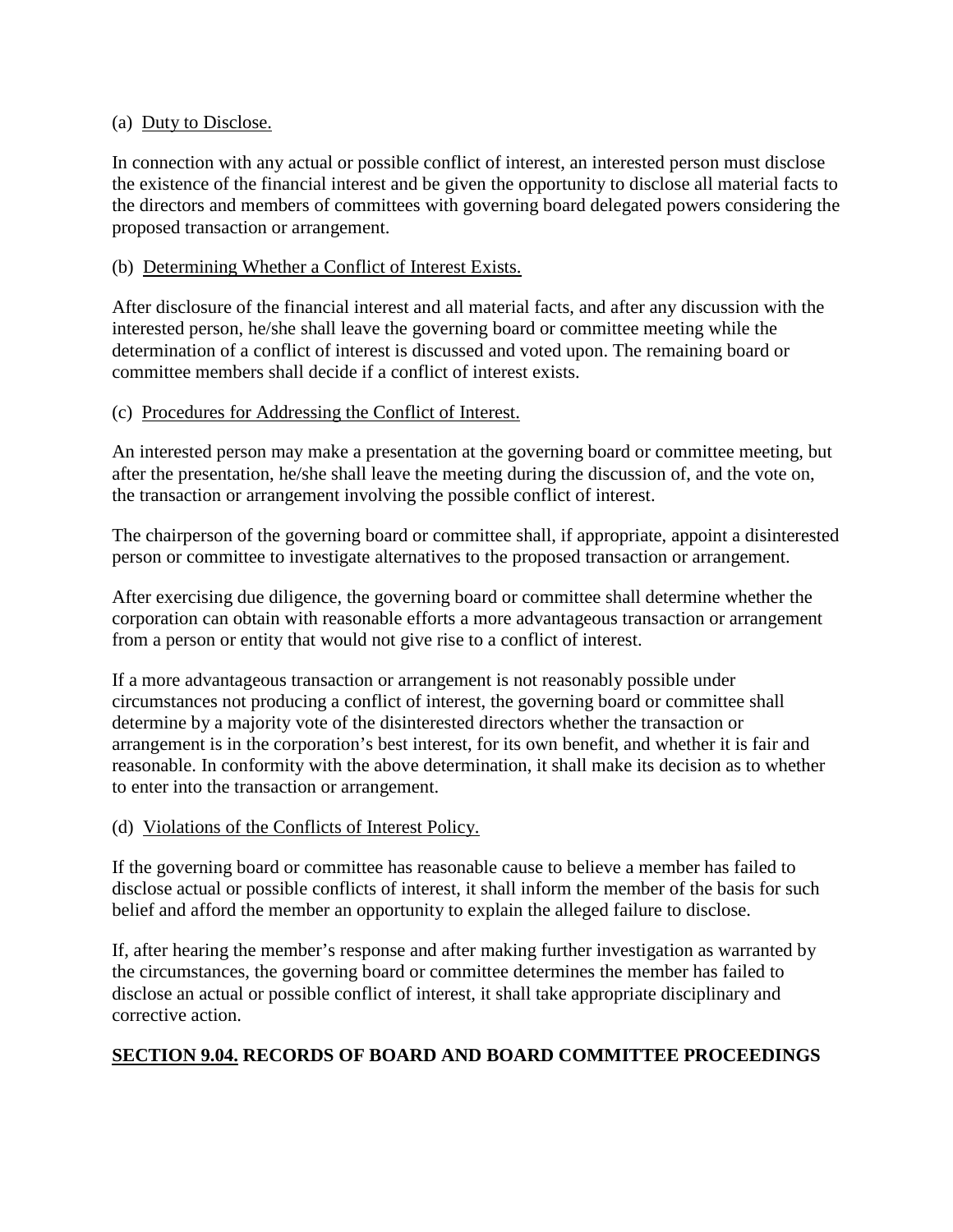(a) Duty to Disclose.

In connection with any actual or possible conflict of interest, an interested person must disclose the existence of the financial interest and be given the opportunity to disclose all material facts to the directors and members of committees with governing board delegated powers considering the proposed transaction or arrangement.

(b) Determining Whether a Conflict of Interest Exists.

After disclosure of the financial interest and all material facts, and after any discussion with the interested person, he/she shall leave the governing board or committee meeting while the determination of a conflict of interest is discussed and voted upon. The remaining board or committee members shall decide if a conflict of interest exists.

(c) Procedures for Addressing the Conflict of Interest.

An interested person may make a presentation at the governing board or committee meeting, but after the presentation, he/she shall leave the meeting during the discussion of, and the vote on, the transaction or arrangement involving the possible conflict of interest.

The chairperson of the governing board or committee shall, if appropriate, appoint a disinterested person or committee to investigate alternatives to the proposed transaction or arrangement.

After exercising due diligence, the governing board or committee shall determine whether the corporation can obtain with reasonable efforts a more advantageous transaction or arrangement from a person or entity that would not give rise to a conflict of interest.

If a more advantageous transaction or arrangement is not reasonably possible under circumstances not producing a conflict of interest, the governing board or committee shall determine by a majority vote of the disinterested directors whether the transaction or arrangement is in the corporation's best interest, for its own benefit, and whether it is fair and reasonable. In conformity with the above determination, it shall make its decision as to whether to enter into the transaction or arrangement.

(d) Violations of the Conflicts of Interest Policy.

If the governing board or committee has reasonable cause to believe a member has failed to disclose actual or possible conflicts of interest, it shall inform the member of the basis for such belief and afford the member an opportunity to explain the alleged failure to disclose.

If, after hearing the member's response and after making further investigation as warranted by the circumstances, the governing board or committee determines the member has failed to disclose an actual or possible conflict of interest, it shall take appropriate disciplinary and corrective action.

## SECTION 9.04. RECORDS OF BOARD AND BOARD COMMITTEE PROCEEDINGS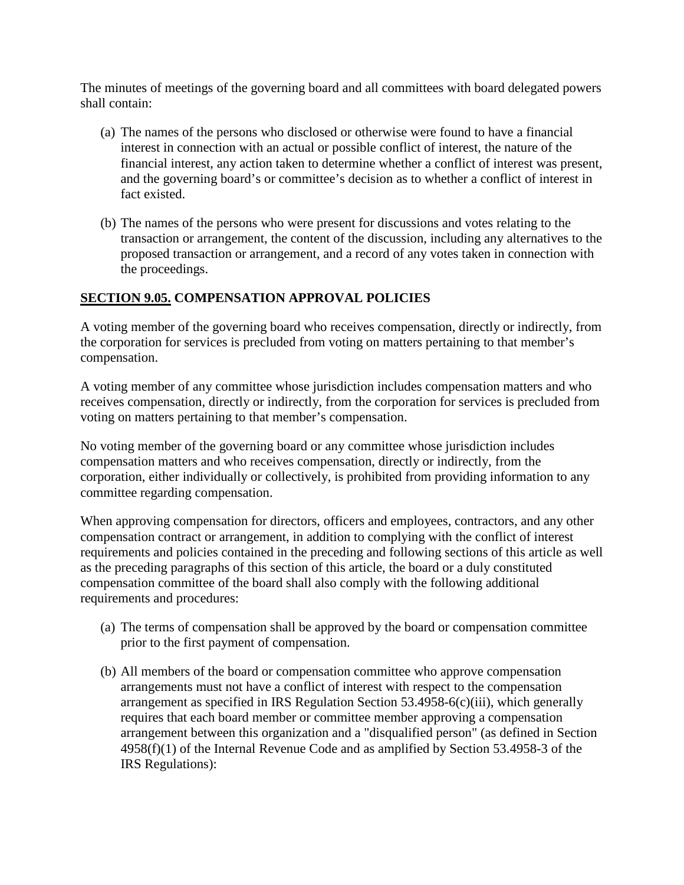The minutes of meetings of the governing board and all committees with board delegated powers shall contain:

(a) The names of the persons who disclosed or otherwise were found to have a financial interest in connection with an actual or possible conflict of interest, the nature of the financial interest, any action taken to determine whether a conflict of interest was present, and the governing board's or committee's decision as to whether a conflict of interest in fact existed.

(b) The names of the persons who were present for discussions and votes relating to the transaction or arrangement, the content of the discussion, including any alternatives to the proposed transaction or arrangement, and a record of any votes taken in connection with the proceedings.

## **SECTION 9.05.** COMPENSATION APPROVAL POLICIES

A voting member of the governing board who receives compensation, directly or indirectly, from the corporation for services is precluded from voting on matters pertaining to that member's compensation.

A voting member of any committee whose jurisdiction includes compensation matters and who receives compensation, directly or indirectly, from the corporation for services is precluded from voting on matters pertaining to that member's compensation.

No voting member of the governing board or any committee whose jurisdiction includes compensation matters and who receives compensation, directly or indirectly, from the corporation, either individually or collectively, is prohibited from providing information to any committee regarding compensation.

When approving compensation for directors, officers and employees, contractors, and any other compensation contract or arrangement, in addition to complying with the conflict of interest requirements and policies contained in the preceding and following sections of this article as well as the preceding paragraphs of this section of this article, the board or a duly constituted compensation committee of the board shall also comply with the following additional requirements and procedures:

(a) The terms of compensation shall be approved by the board or compensation committee prior to the first payment of compensation.

(b) All members of the board or compensation committee who approve compensation arrangements must not have a conflict of interest with respect to the compensation arrangement as specified in IRS Regulation Section 53.4958-6(c)(iii), which generally requires that each board member or committee member approving a compensation arrangement between this organization and a "disqualified person" (as defined in Section 4958(f)(1) of the Internal Revenue Code and as amplified by Section 53.4958-3 of the IRS Regulations):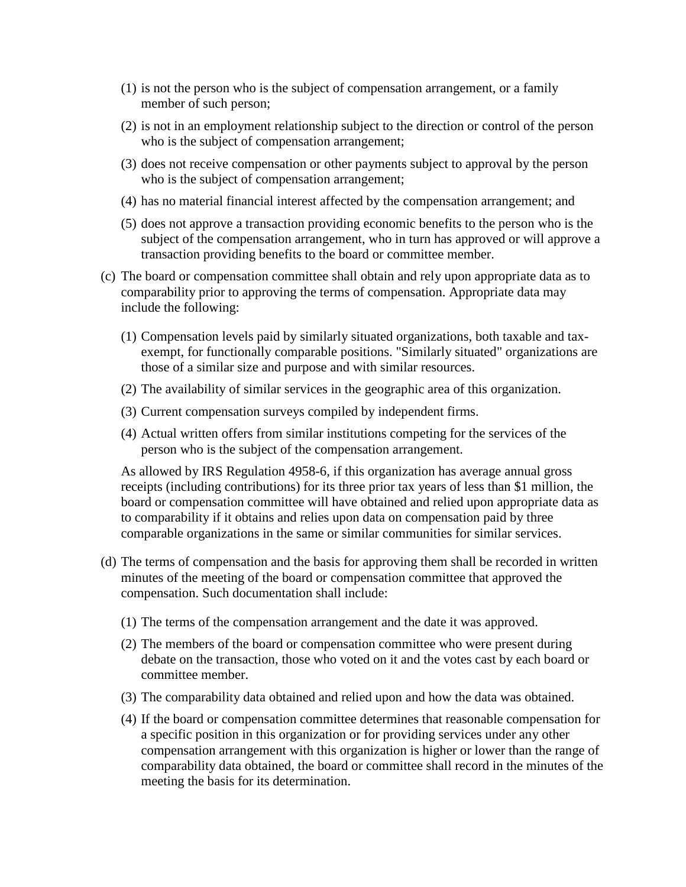(1) is not the person who is the subject of compensation arrangement, or a family member of such person;

(2) is not in an employment relationship subject to the direction or control of the person who is the subject of compensation arrangement;

(3) does not receive compensation or other payments subject to approval by the person who is the subject of compensation arrangement;

(4) has no material financial interest affected by the compensation arrangement; and

(5) does not approve a transaction providing economic benefits to the person who is the subject of the compensation arrangement, who in turn has approved or will approve a transaction providing benefits to the board or committee member.

(c) The board or compensation committee shall obtain and rely upon appropriate data as to comparability prior to approving the terms of compensation. Appropriate data may include the following:

(1) Compensation levels paid by similarly situated organizations, both taxable and tax-exempt, for functionally comparable positions. "Similarly situated" organizations are those of a similar size and purpose and with similar resources.

(2) The availability of similar services in the geographic area of this organization.

(3) Current compensation surveys compiled by independent firms.

(4) Actual written offers from similar institutions competing for the services of the person who is the subject of the compensation arrangement.

As allowed by IRS Regulation 4958-6, if this organization has average annual gross receipts (including contributions) for its three prior tax years of less than $1 million, the board or compensation committee will have obtained and relied upon appropriate data as to comparability if it obtains and relies upon data on compensation paid by three comparable organizations in the same or similar communities for similar services.

(d) The terms of compensation and the basis for approving them shall be recorded in written minutes of the meeting of the board or compensation committee that approved the compensation. Such documentation shall include:

(1) The terms of the compensation arrangement and the date it was approved.

(2) The members of the board or compensation committee who were present during debate on the transaction, those who voted on it and the votes cast by each board or committee member.

(3) The comparability data obtained and relied upon and how the data was obtained.

(4) If the board or compensation committee determines that reasonable compensation for a specific position in this organization or for providing services under any other compensation arrangement with this organization is higher or lower than the range of comparability data obtained, the board or committee shall record in the minutes of the meeting the basis for its determination.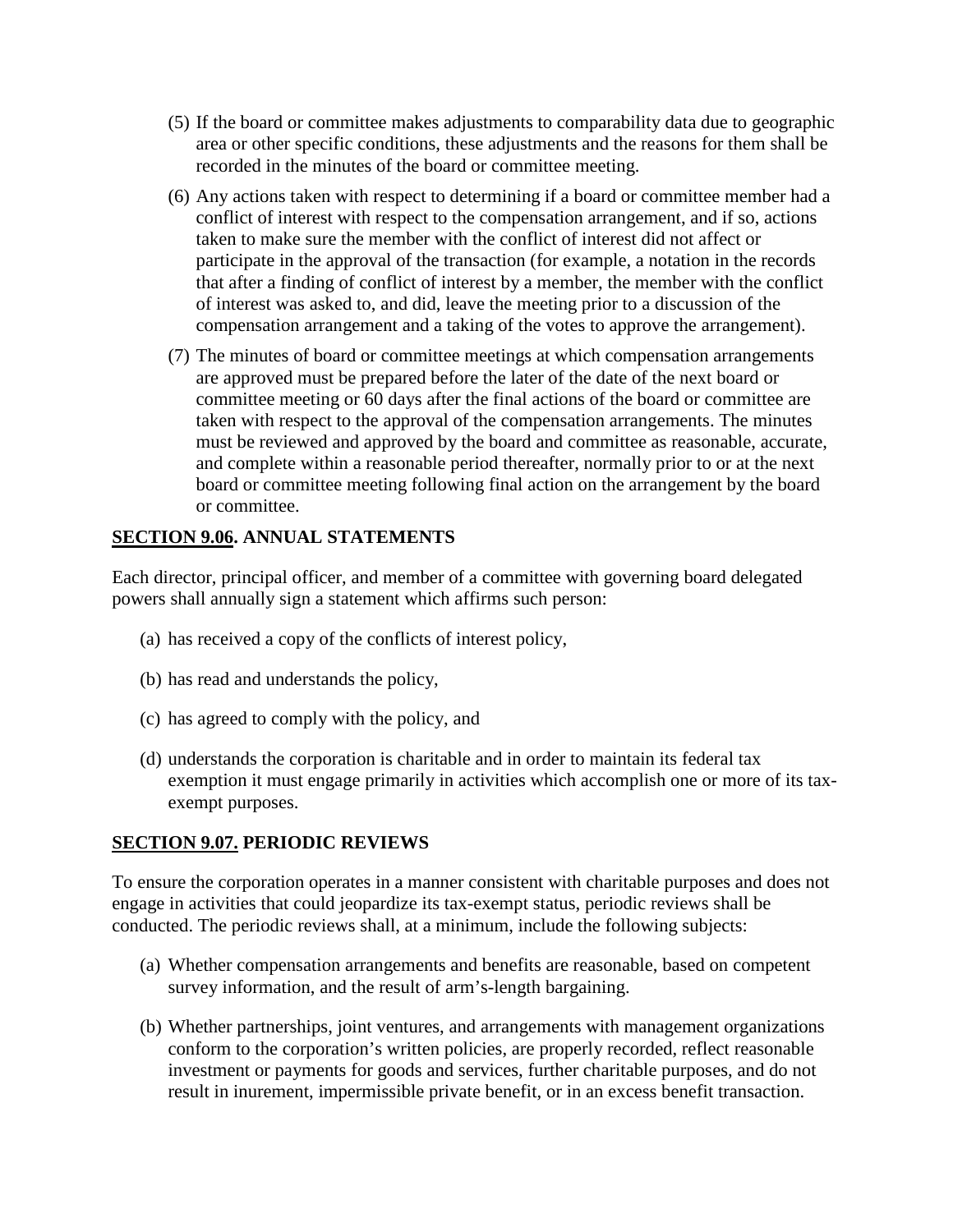(5) If the board or committee makes adjustments to comparability data due to geographic area or other specific conditions, these adjustments and the reasons for them shall be recorded in the minutes of the board or committee meeting.

(6) Any actions taken with respect to determining if a board or committee member had a conflict of interest with respect to the compensation arrangement, and if so, actions taken to make sure the member with the conflict of interest did not affect or participate in the approval of the transaction (for example, a notation in the records that after a finding of conflict of interest by a member, the member with the conflict of interest was asked to, and did, leave the meeting prior to a discussion of the compensation arrangement and a taking of the votes to approve the arrangement).

(7) The minutes of board or committee meetings at which compensation arrangements are approved must be prepared before the later of the date of the next board or committee meeting or 60 days after the final actions of the board or committee are taken with respect to the approval of the compensation arrangements. The minutes must be reviewed and approved by the board and committee as reasonable, accurate, and complete within a reasonable period thereafter, normally prior to or at the next board or committee meeting following final action on the arrangement by the board or committee.

## SECTION 9.06. ANNUAL STATEMENTS

Each director, principal officer, and member of a committee with governing board delegated powers shall annually sign a statement which affirms such person:

(a) has received a copy of the conflicts of interest policy,

(b) has read and understands the policy,

(c) has agreed to comply with the policy, and

(d) understands the corporation is charitable and in order to maintain its federal tax exemption it must engage primarily in activities which accomplish one or more of its tax-exempt purposes.

## SECTION 9.07. PERIODIC REVIEWS

To ensure the corporation operates in a manner consistent with charitable purposes and does not engage in activities that could jeopardize its tax-exempt status, periodic reviews shall be conducted. The periodic reviews shall, at a minimum, include the following subjects:

(a) Whether compensation arrangements and benefits are reasonable, based on competent survey information, and the result of arm's-length bargaining.

(b) Whether partnerships, joint ventures, and arrangements with management organizations conform to the corporation's written policies, are properly recorded, reflect reasonable investment or payments for goods and services, further charitable purposes, and do not result in inurement, impermissible private benefit, or in an excess benefit transaction.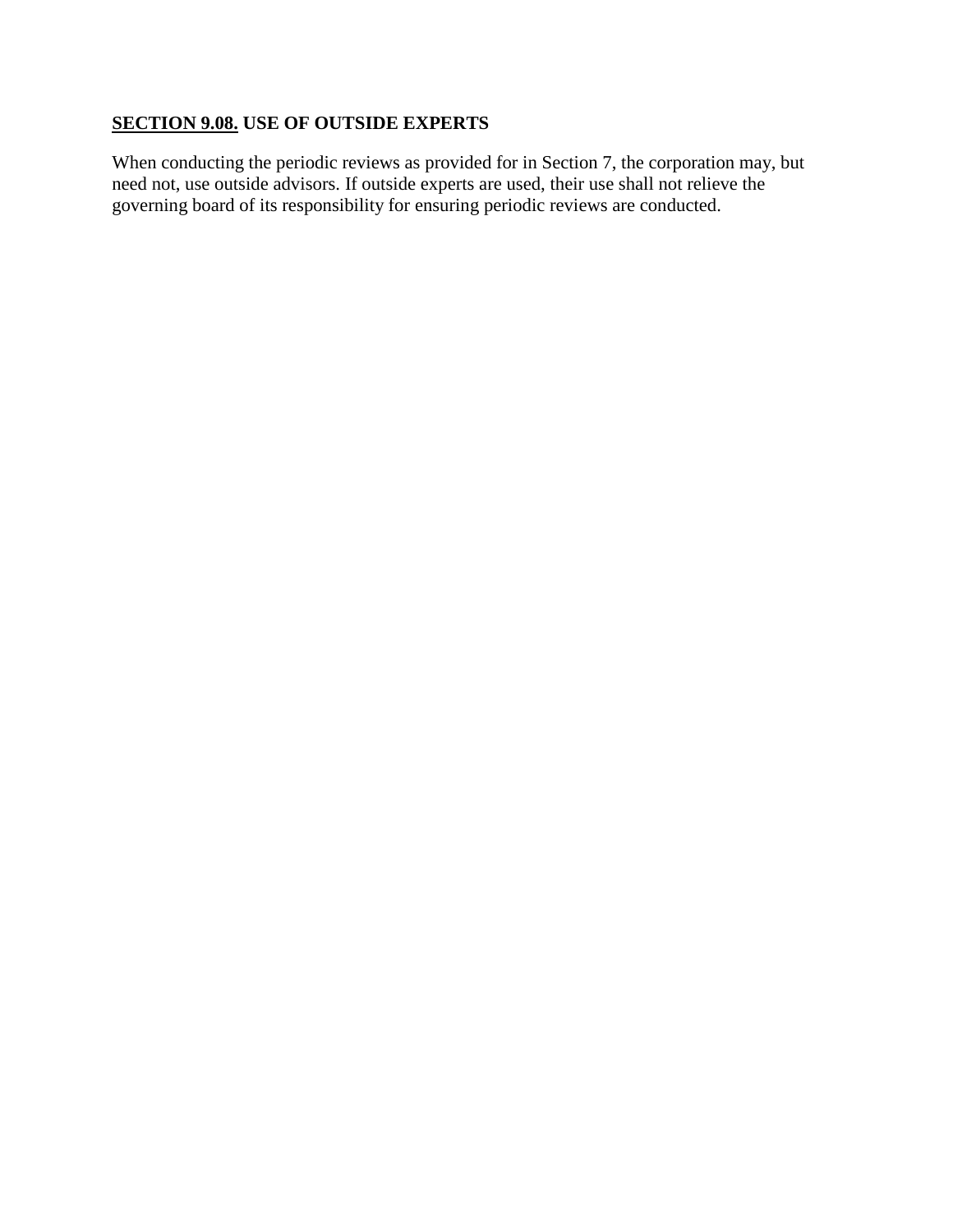**SECTION 9.08. USE OF OUTSIDE EXPERTS**

When conducting the periodic reviews as provided for in Section 7, the corporation may, but need not, use outside advisors. If outside experts are used, their use shall not relieve the governing board of its responsibility for ensuring periodic reviews are conducted.